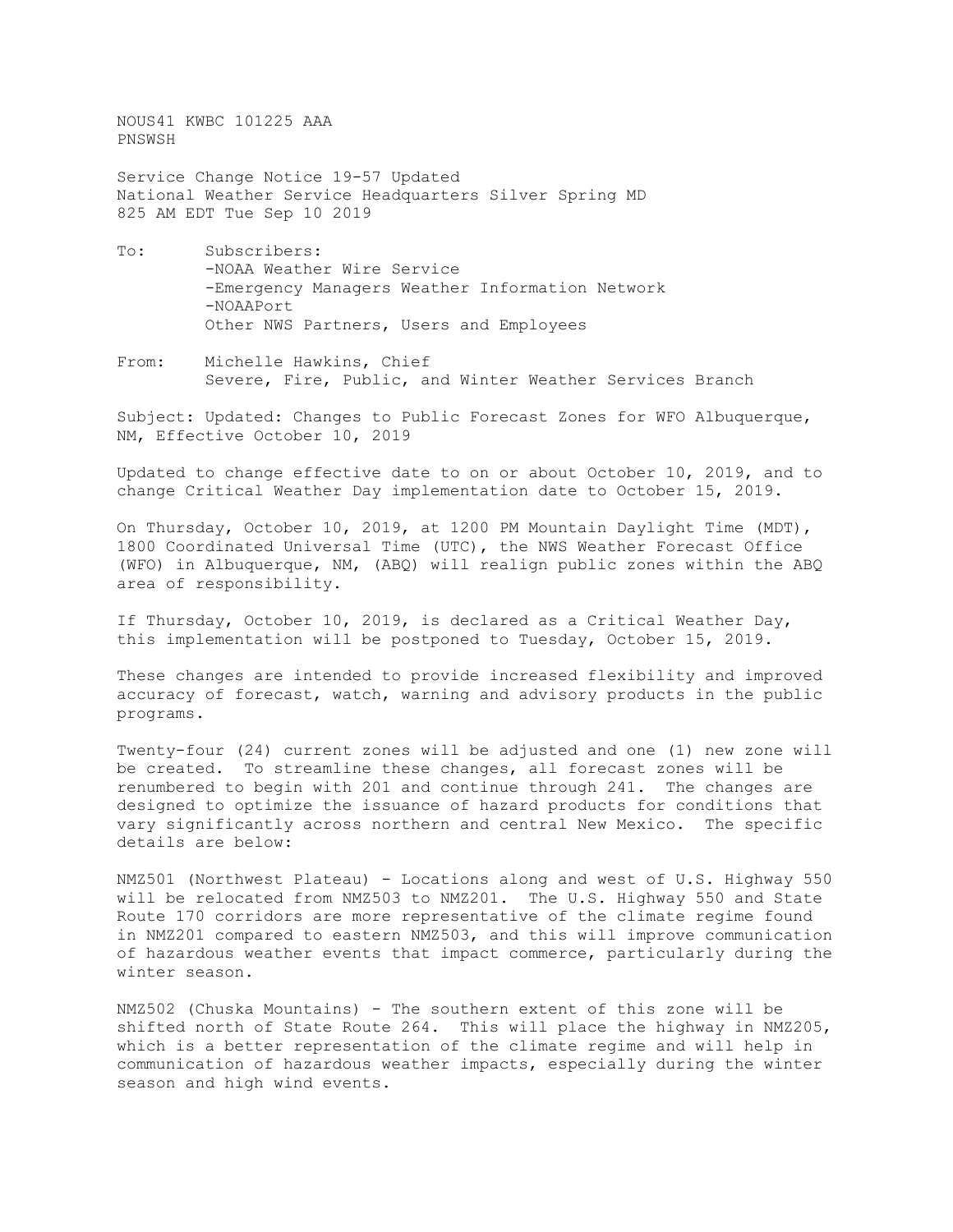NOUS41 KWBC 101225 AAA
PNSWSH

Service Change Notice 19-57 Updated
National Weather Service Headquarters Silver Spring MD
825 AM EDT Tue Sep 10 2019

To: Subscribers:
-NOAA Weather Wire Service
-Emergency Managers Weather Information Network
-NOAAPort
Other NWS Partners, Users and Employees

From: Michelle Hawkins, Chief
Severe, Fire, Public, and Winter Weather Services Branch

Subject: Updated: Changes to Public Forecast Zones for WFO Albuquerque, NM, Effective October 10, 2019

Updated to change effective date to on or about October 10, 2019, and to change Critical Weather Day implementation date to October 15, 2019.

On Thursday, October 10, 2019, at 1200 PM Mountain Daylight Time (MDT), 1800 Coordinated Universal Time (UTC), the NWS Weather Forecast Office (WFO) in Albuquerque, NM, (ABQ) will realign public zones within the ABQ area of responsibility.

If Thursday, October 10, 2019, is declared as a Critical Weather Day, this implementation will be postponed to Tuesday, October 15, 2019.

These changes are intended to provide increased flexibility and improved accuracy of forecast, watch, warning and advisory products in the public programs.

Twenty-four (24) current zones will be adjusted and one (1) new zone will be created. To streamline these changes, all forecast zones will be renumbered to begin with 201 and continue through 241. The changes are designed to optimize the issuance of hazard products for conditions that vary significantly across northern and central New Mexico. The specific details are below:

NMZ501 (Northwest Plateau) - Locations along and west of U.S. Highway 550 will be relocated from NMZ503 to NMZ201. The U.S. Highway 550 and State Route 170 corridors are more representative of the climate regime found in NMZ201 compared to eastern NMZ503, and this will improve communication of hazardous weather events that impact commerce, particularly during the winter season.

NMZ502 (Chuska Mountains) - The southern extent of this zone will be shifted north of State Route 264. This will place the highway in NMZ205, which is a better representation of the climate regime and will help in communication of hazardous weather impacts, especially during the winter season and high wind events.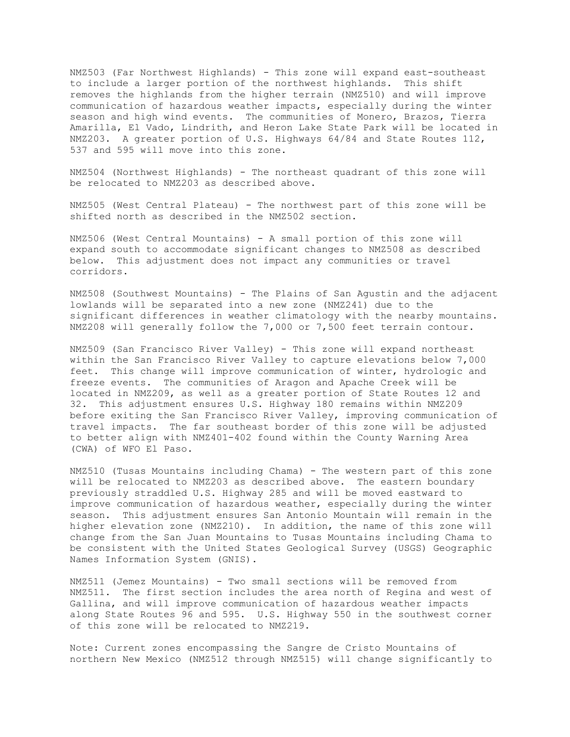NMZ503 (Far Northwest Highlands) - This zone will expand east-southeast to include a larger portion of the northwest highlands. This shift removes the highlands from the higher terrain (NMZ510) and will improve communication of hazardous weather impacts, especially during the winter season and high wind events. The communities of Monero, Brazos, Tierra Amarilla, El Vado, Lindrith, and Heron Lake State Park will be located in NMZ203. A greater portion of U.S. Highways 64/84 and State Routes 112, 537 and 595 will move into this zone.

NMZ504 (Northwest Highlands) - The northeast quadrant of this zone will be relocated to NMZ203 as described above.

NMZ505 (West Central Plateau) - The northwest part of this zone will be shifted north as described in the NMZ502 section.

NMZ506 (West Central Mountains) - A small portion of this zone will expand south to accommodate significant changes to NMZ508 as described below. This adjustment does not impact any communities or travel corridors.

NMZ508 (Southwest Mountains) - The Plains of San Agustin and the adjacent lowlands will be separated into a new zone (NMZ241) due to the significant differences in weather climatology with the nearby mountains. NMZ208 will generally follow the 7,000 or 7,500 feet terrain contour.

NMZ509 (San Francisco River Valley) - This zone will expand northeast within the San Francisco River Valley to capture elevations below 7,000 feet. This change will improve communication of winter, hydrologic and freeze events. The communities of Aragon and Apache Creek will be located in NMZ209, as well as a greater portion of State Routes 12 and 32. This adjustment ensures U.S. Highway 180 remains within NMZ209 before exiting the San Francisco River Valley, improving communication of travel impacts. The far southeast border of this zone will be adjusted to better align with NMZ401-402 found within the County Warning Area (CWA) of WFO El Paso.

NMZ510 (Tusas Mountains including Chama) - The western part of this zone will be relocated to NMZ203 as described above. The eastern boundary previously straddled U.S. Highway 285 and will be moved eastward to improve communication of hazardous weather, especially during the winter season. This adjustment ensures San Antonio Mountain will remain in the higher elevation zone (NMZ210). In addition, the name of this zone will change from the San Juan Mountains to Tusas Mountains including Chama to be consistent with the United States Geological Survey (USGS) Geographic Names Information System (GNIS).

NMZ511 (Jemez Mountains) - Two small sections will be removed from NMZ511. The first section includes the area north of Regina and west of Gallina, and will improve communication of hazardous weather impacts along State Routes 96 and 595. U.S. Highway 550 in the southwest corner of this zone will be relocated to NMZ219.

Note: Current zones encompassing the Sangre de Cristo Mountains of northern New Mexico (NMZ512 through NMZ515) will change significantly to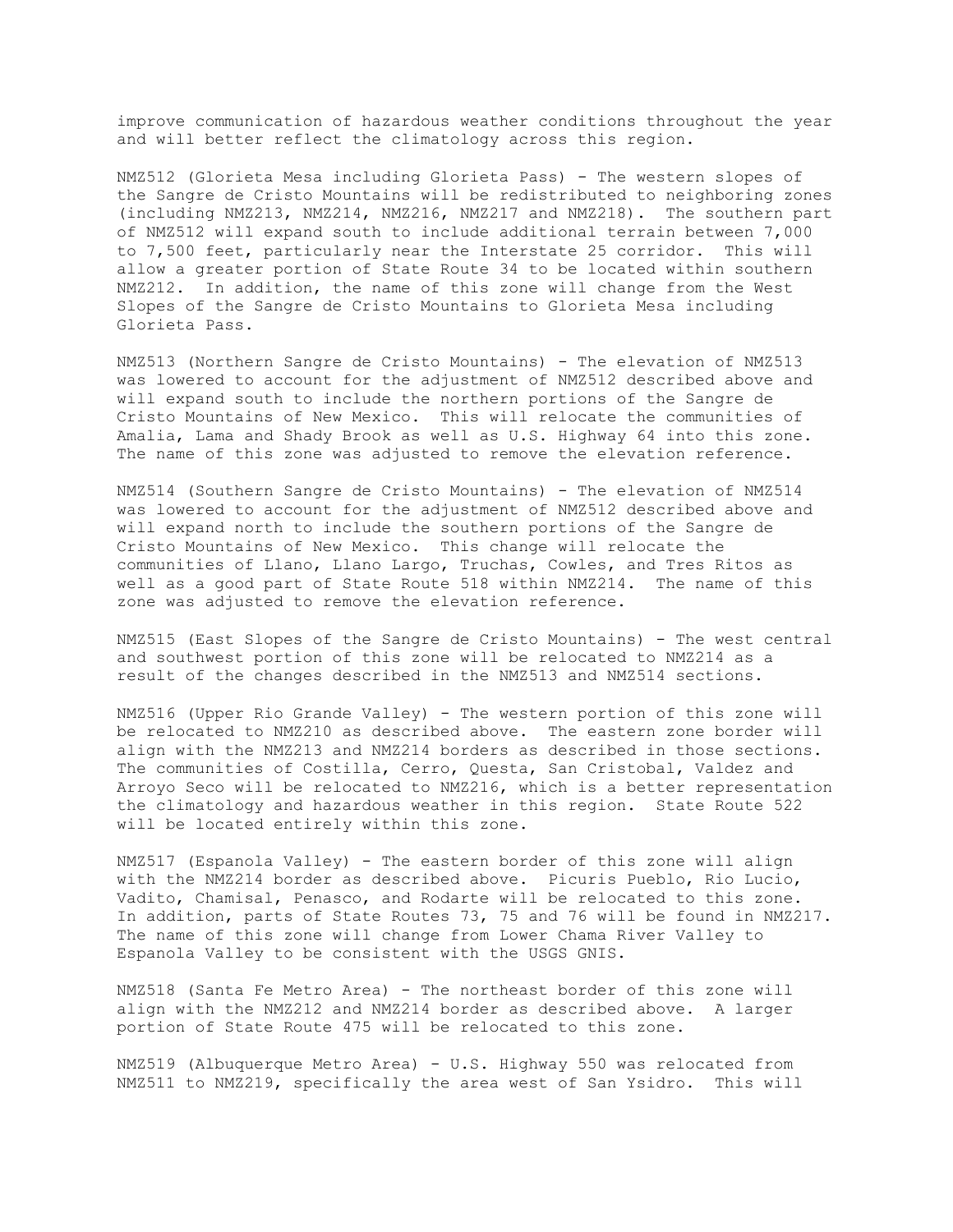improve communication of hazardous weather conditions throughout the year and will better reflect the climatology across this region.

NMZ512 (Glorieta Mesa including Glorieta Pass) - The western slopes of the Sangre de Cristo Mountains will be redistributed to neighboring zones (including NMZ213, NMZ214, NMZ216, NMZ217 and NMZ218). The southern part of NMZ512 will expand south to include additional terrain between 7,000 to 7,500 feet, particularly near the Interstate 25 corridor. This will allow a greater portion of State Route 34 to be located within southern NMZ212. In addition, the name of this zone will change from the West Slopes of the Sangre de Cristo Mountains to Glorieta Mesa including Glorieta Pass.

NMZ513 (Northern Sangre de Cristo Mountains) - The elevation of NMZ513 was lowered to account for the adjustment of NMZ512 described above and will expand south to include the northern portions of the Sangre de Cristo Mountains of New Mexico. This will relocate the communities of Amalia, Lama and Shady Brook as well as U.S. Highway 64 into this zone. The name of this zone was adjusted to remove the elevation reference.

NMZ514 (Southern Sangre de Cristo Mountains) - The elevation of NMZ514 was lowered to account for the adjustment of NMZ512 described above and will expand north to include the southern portions of the Sangre de Cristo Mountains of New Mexico. This change will relocate the communities of Llano, Llano Largo, Truchas, Cowles, and Tres Ritos as well as a good part of State Route 518 within NMZ214. The name of this zone was adjusted to remove the elevation reference.

NMZ515 (East Slopes of the Sangre de Cristo Mountains) - The west central and southwest portion of this zone will be relocated to NMZ214 as a result of the changes described in the NMZ513 and NMZ514 sections.

NMZ516 (Upper Rio Grande Valley) - The western portion of this zone will be relocated to NMZ210 as described above. The eastern zone border will align with the NMZ213 and NMZ214 borders as described in those sections. The communities of Costilla, Cerro, Questa, San Cristobal, Valdez and Arroyo Seco will be relocated to NMZ216, which is a better representation the climatology and hazardous weather in this region. State Route 522 will be located entirely within this zone.

NMZ517 (Espanola Valley) - The eastern border of this zone will align with the NMZ214 border as described above. Picuris Pueblo, Rio Lucio, Vadito, Chamisal, Penasco, and Rodarte will be relocated to this zone. In addition, parts of State Routes 73, 75 and 76 will be found in NMZ217. The name of this zone will change from Lower Chama River Valley to Espanola Valley to be consistent with the USGS GNIS.

NMZ518 (Santa Fe Metro Area) - The northeast border of this zone will align with the NMZ212 and NMZ214 border as described above. A larger portion of State Route 475 will be relocated to this zone.

NMZ519 (Albuquerque Metro Area) - U.S. Highway 550 was relocated from NMZ511 to NMZ219, specifically the area west of San Ysidro. This will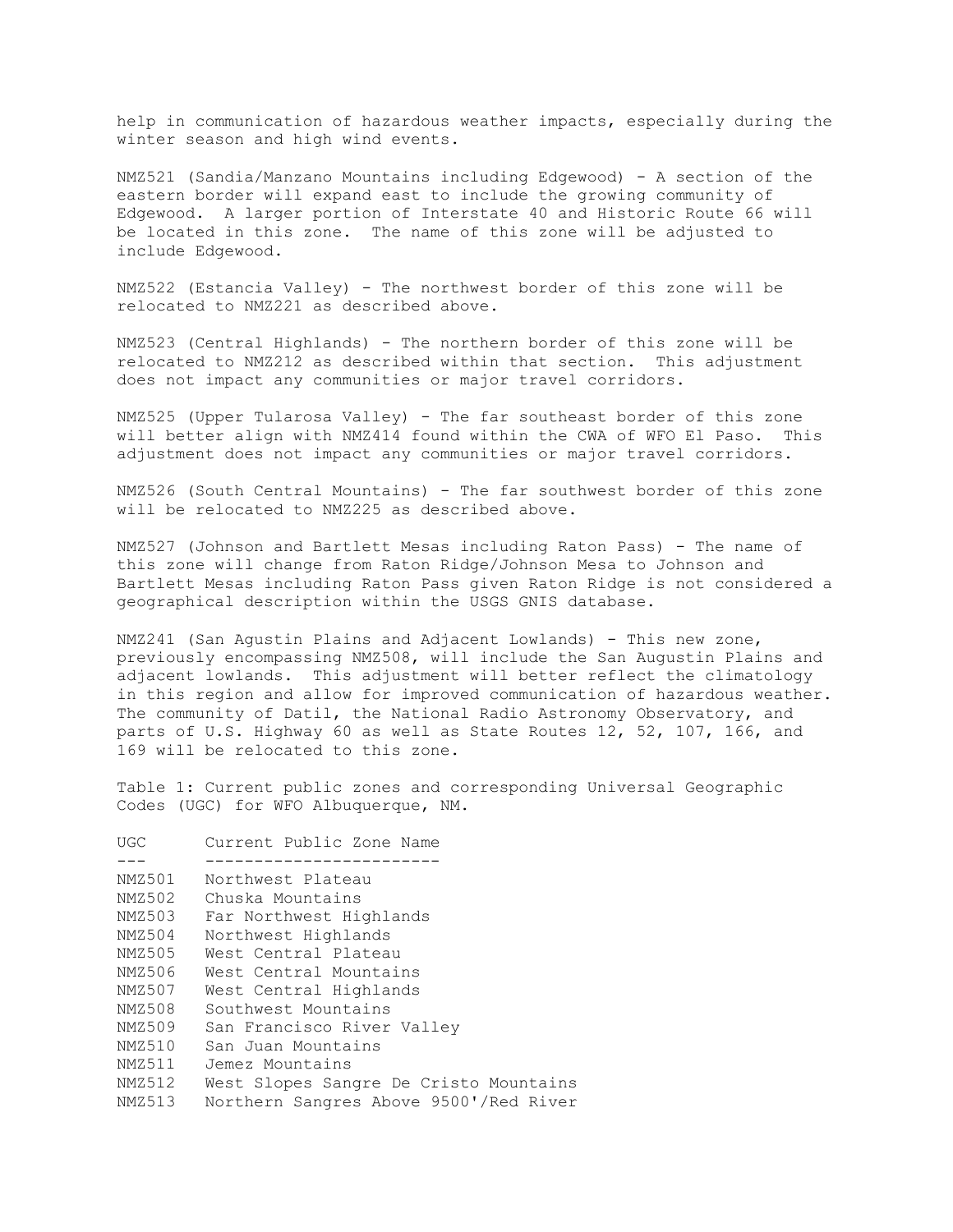help in communication of hazardous weather impacts, especially during the winter season and high wind events.

NMZ521 (Sandia/Manzano Mountains including Edgewood) - A section of the eastern border will expand east to include the growing community of Edgewood. A larger portion of Interstate 40 and Historic Route 66 will be located in this zone. The name of this zone will be adjusted to include Edgewood.

NMZ522 (Estancia Valley) - The northwest border of this zone will be relocated to NMZ221 as described above.

NMZ523 (Central Highlands) - The northern border of this zone will be relocated to NMZ212 as described within that section. This adjustment does not impact any communities or major travel corridors.

NMZ525 (Upper Tularosa Valley) - The far southeast border of this zone will better align with NMZ414 found within the CWA of WFO El Paso. This adjustment does not impact any communities or major travel corridors.

NMZ526 (South Central Mountains) - The far southwest border of this zone will be relocated to NMZ225 as described above.

NMZ527 (Johnson and Bartlett Mesas including Raton Pass) - The name of this zone will change from Raton Ridge/Johnson Mesa to Johnson and Bartlett Mesas including Raton Pass given Raton Ridge is not considered a geographical description within the USGS GNIS database.

NMZ241 (San Agustin Plains and Adjacent Lowlands) - This new zone, previously encompassing NMZ508, will include the San Augustin Plains and adjacent lowlands. This adjustment will better reflect the climatology in this region and allow for improved communication of hazardous weather. The community of Datil, the National Radio Astronomy Observatory, and parts of U.S. Highway 60 as well as State Routes 12, 52, 107, 166, and 169 will be relocated to this zone.

Table 1: Current public zones and corresponding Universal Geographic Codes (UGC) for WFO Albuquerque, NM.

| UGC | Current Public Zone Name |
|---|---|
| NMZ501 | Northwest Plateau |
| NMZ502 | Chuska Mountains |
| NMZ503 | Far Northwest Highlands |
| NMZ504 | Northwest Highlands |
| NMZ505 | West Central Plateau |
| NMZ506 | West Central Mountains |
| NMZ507 | West Central Highlands |
| NMZ508 | Southwest Mountains |
| NMZ509 | San Francisco River Valley |
| NMZ510 | San Juan Mountains |
| NMZ511 | Jemez Mountains |
| NMZ512 | West Slopes Sangre De Cristo Mountains |
| NMZ513 | Northern Sangres Above 9500'/Red River |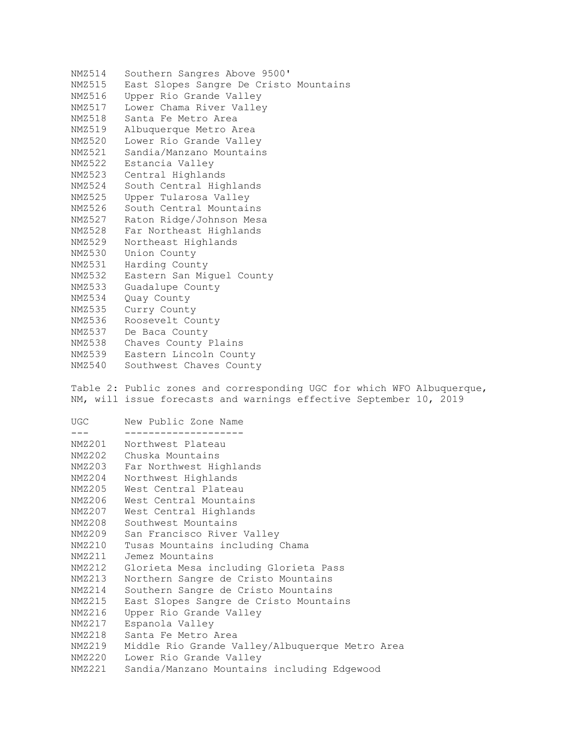| | |
|---|---|
| NMZ514 | Southern Sangres Above 9500' |
| NMZ515 | East Slopes Sangre De Cristo Mountains |
| NMZ516 | Upper Rio Grande Valley |
| NMZ517 | Lower Chama River Valley |
| NMZ518 | Santa Fe Metro Area |
| NMZ519 | Albuquerque Metro Area |
| NMZ520 | Lower Rio Grande Valley |
| NMZ521 | Sandia/Manzano Mountains |
| NMZ522 | Estancia Valley |
| NMZ523 | Central Highlands |
| NMZ524 | South Central Highlands |
| NMZ525 | Upper Tularosa Valley |
| NMZ526 | South Central Mountains |
| NMZ527 | Raton Ridge/Johnson Mesa |
| NMZ528 | Far Northeast Highlands |
| NMZ529 | Northeast Highlands |
| NMZ530 | Union County |
| NMZ531 | Harding County |
| NMZ532 | Eastern San Miguel County |
| NMZ533 | Guadalupe County |
| NMZ534 | Quay County |
| NMZ535 | Curry County |
| NMZ536 | Roosevelt County |
| NMZ537 | De Baca County |
| NMZ538 | Chaves County Plains |
| NMZ539 | Eastern Lincoln County |
| NMZ540 | Southwest Chaves County |

Table 2: Public zones and corresponding UGC for which WFO Albuquerque, NM, will issue forecasts and warnings effective September 10, 2019

| UGC | New Public Zone Name |
|---|---|
| NMZ201 | Northwest Plateau |
| NMZ202 | Chuska Mountains |
| NMZ203 | Far Northwest Highlands |
| NMZ204 | Northwest Highlands |
| NMZ205 | West Central Plateau |
| NMZ206 | West Central Mountains |
| NMZ207 | West Central Highlands |
| NMZ208 | Southwest Mountains |
| NMZ209 | San Francisco River Valley |
| NMZ210 | Tusas Mountains including Chama |
| NMZ211 | Jemez Mountains |
| NMZ212 | Glorieta Mesa including Glorieta Pass |
| NMZ213 | Northern Sangre de Cristo Mountains |
| NMZ214 | Southern Sangre de Cristo Mountains |
| NMZ215 | East Slopes Sangre de Cristo Mountains |
| NMZ216 | Upper Rio Grande Valley |
| NMZ217 | Espanola Valley |
| NMZ218 | Santa Fe Metro Area |
| NMZ219 | Middle Rio Grande Valley/Albuquerque Metro Area |
| NMZ220 | Lower Rio Grande Valley |
| NMZ221 | Sandia/Manzano Mountains including Edgewood |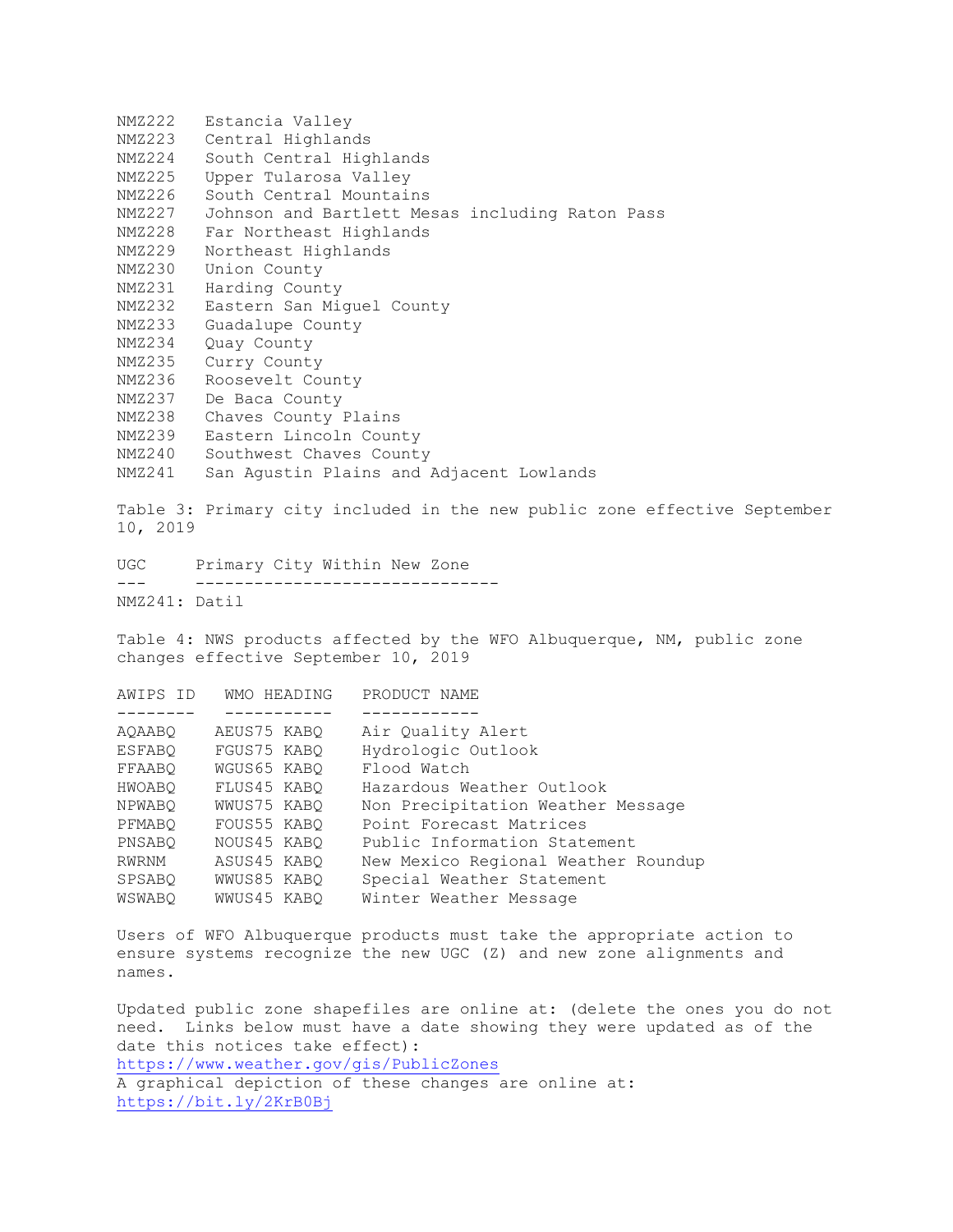NMZ222 Estancia Valley
NMZ223 Central Highlands
NMZ224 South Central Highlands
NMZ225 Upper Tularosa Valley
NMZ226 South Central Mountains
NMZ227 Johnson and Bartlett Mesas including Raton Pass
NMZ228 Far Northeast Highlands
NMZ229 Northeast Highlands
NMZ230 Union County
NMZ231 Harding County
NMZ232 Eastern San Miguel County
NMZ233 Guadalupe County
NMZ234 Quay County
NMZ235 Curry County
NMZ236 Roosevelt County
NMZ237 De Baca County
NMZ238 Chaves County Plains
NMZ239 Eastern Lincoln County
NMZ240 Southwest Chaves County
NMZ241 San Agustin Plains and Adjacent Lowlands

Table 3: Primary city included in the new public zone effective September 10, 2019

| UGC | Primary City Within New Zone |
|---|---|
| NMZ241: | Datil |

Table 4: NWS products affected by the WFO Albuquerque, NM, public zone changes effective September 10, 2019

| AWIPS ID | WMO HEADING | PRODUCT NAME |
|---|---|---|
| AQAABQ | AEUS75 KABQ | Air Quality Alert |
| ESFABQ | FGUS75 KABQ | Hydrologic Outlook |
| FFAABQ | WGUS65 KABQ | Flood Watch |
| HWOABQ | FLUS45 KABQ | Hazardous Weather Outlook |
| NPWABQ | WWUS75 KABQ | Non Precipitation Weather Message |
| PFMABQ | FOUS55 KABQ | Point Forecast Matrices |
| PNSABQ | NOUS45 KABQ | Public Information Statement |
| RWRNM | ASUS45 KABQ | New Mexico Regional Weather Roundup |
| SPSABQ | WWUS85 KABQ | Special Weather Statement |
| WSWABQ | WWUS45 KABQ | Winter Weather Message |

Users of WFO Albuquerque products must take the appropriate action to ensure systems recognize the new UGC (Z) and new zone alignments and names.

Updated public zone shapefiles are online at: (delete the ones you do not need. Links below must have a date showing they were updated as of the date this notices take effect):
https://www.weather.gov/gis/PublicZones
A graphical depiction of these changes are online at:
https://bit.ly/2KrB0Bj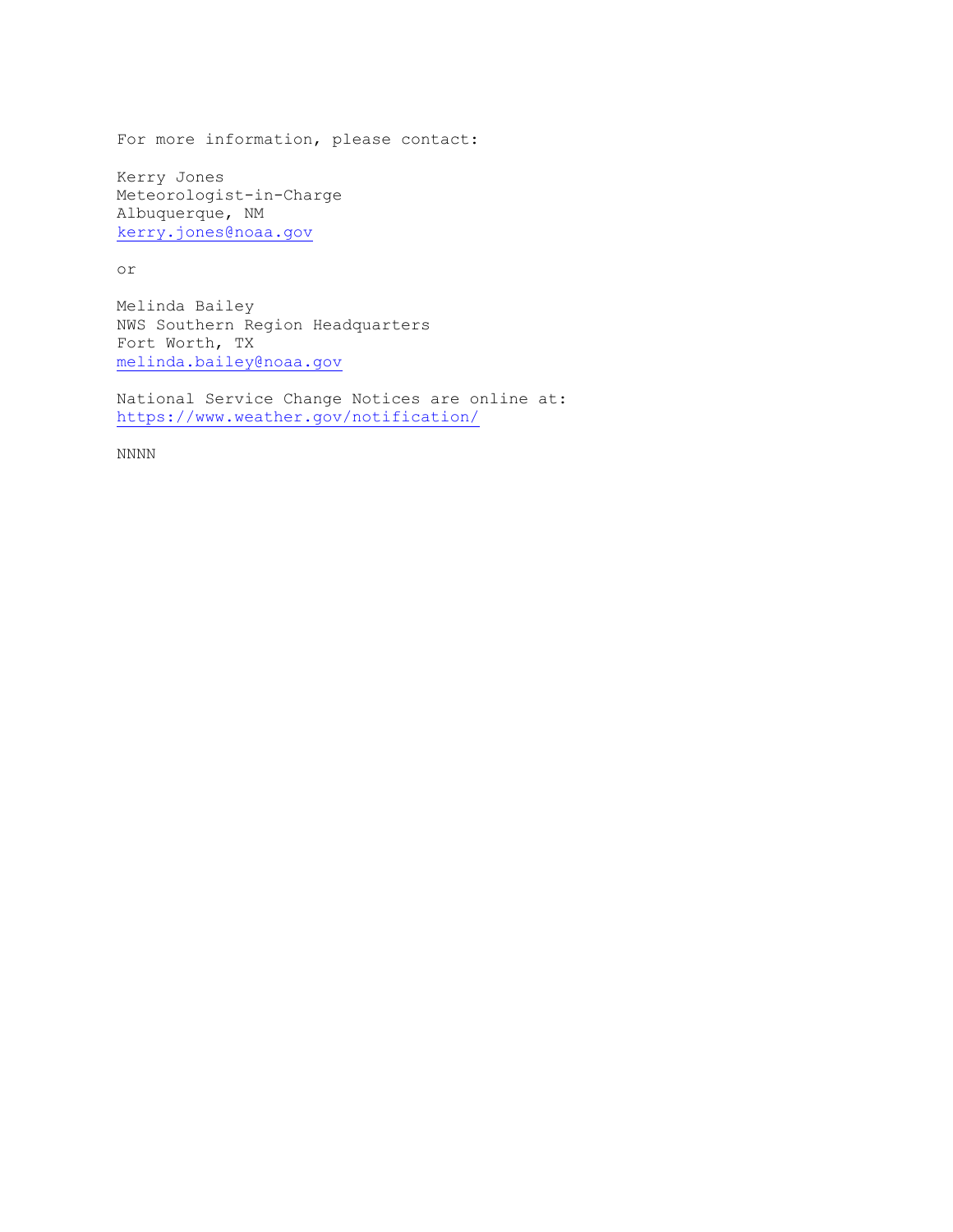For more information, please contact:

Kerry Jones
Meteorologist-in-Charge
Albuquerque, NM
kerry.jones@noaa.gov

or

Melinda Bailey
NWS Southern Region Headquarters
Fort Worth, TX
melinda.bailey@noaa.gov

National Service Change Notices are online at:
https://www.weather.gov/notification/

NNNN